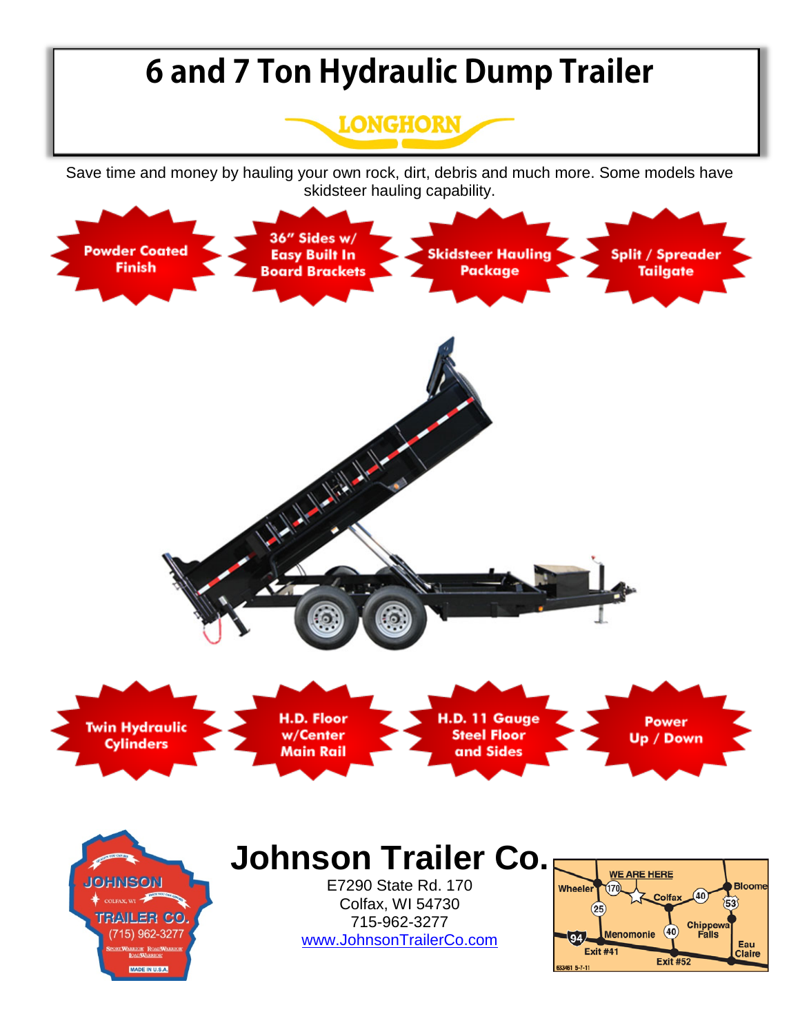# 6 and 7 Ton Hydraulic Dump Trailer

LONGHORN

Save time and money by hauling your own rock, dirt, debris and much more. Some models have skidsteer hauling capability.

- Powder Coated Finish
- 36" Sides w/ Easy Built In Board Brackets
- Skidsteer Hauling Package
- Split / Spreader Tailgate
- Twin Hydraulic Cylinders
- H.D. Floor w/Center Main Rail
- H.D. 11 Gauge Steel Floor and Sides
- Power Up / Down

## Johnson Trailer Co.

E7290 State Rd. 170
Colfax, WI 54730
715-962-3277
www.JohnsonTrailerCo.com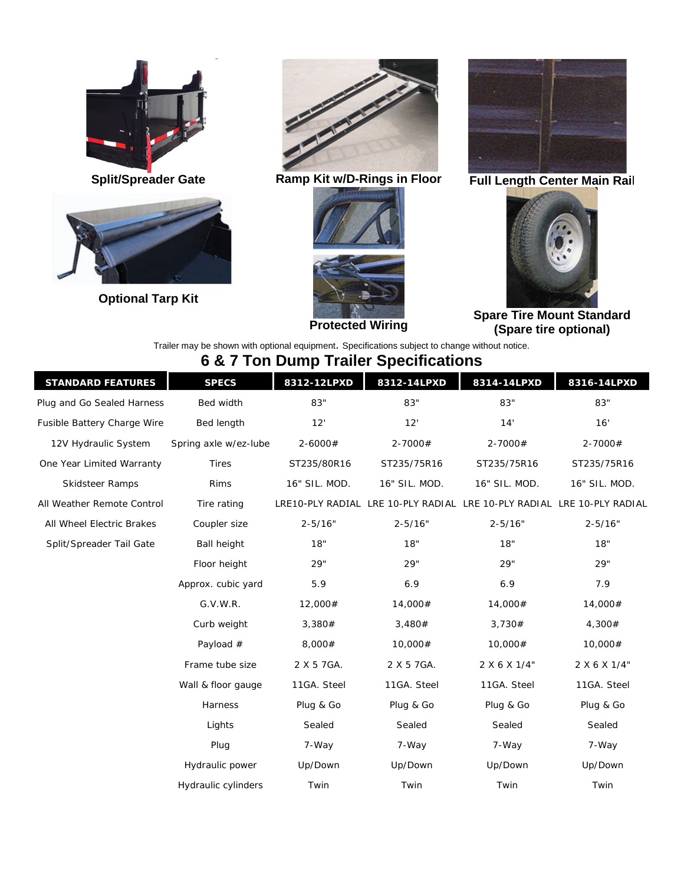**Split/Spreader Gate**

**Ramp Kit w/D-Rings in Floor**

**Full Length Center Main Rail**

**Optional Tarp Kit**

**Protected Wiring**

**Spare Tire Mount Standard (Spare tire optional)**

Trailer may be shown with optional equipment. Specifications subject to change without notice.

## 6 & 7 Ton Dump Trailer Specifications

| STANDARD FEATURES | SPECS | 8312-12LPXD | 8312-14LPXD | 8314-14LPXD | 8316-14LPXD |
|---|---|---|---|---|---|
| Plug and Go Sealed Harness | Bed width | 83" | 83" | 83" | 83" |
| Fusible Battery Charge Wire | Bed length | 12' | 12' | 14' | 16' |
| 12V Hydraulic System | Spring axle w/ez-lube | 2-6000# | 2-7000# | 2-7000# | 2-7000# |
| One Year Limited Warranty | Tires | ST235/80R16 | ST235/75R16 | ST235/75R16 | ST235/75R16 |
| Skidsteer Ramps | Rims | 16" SIL. MOD. | 16" SIL. MOD. | 16" SIL. MOD. | 16" SIL. MOD. |
| All Weather Remote Control | Tire rating | LRE10-PLY RADIAL | LRE 10-PLY RADIAL | LRE 10-PLY RADIAL | LRE 10-PLY RADIAL |
| All Wheel Electric Brakes | Coupler size | 2-5/16" | 2-5/16" | 2-5/16" | 2-5/16" |
| Split/Spreader Tail Gate | Ball height | 18" | 18" | 18" | 18" |
| | Floor height | 29" | 29" | 29" | 29" |
| | Approx. cubic yard | 5.9 | 6.9 | 6.9 | 7.9 |
| | G.V.W.R. | 12,000# | 14,000# | 14,000# | 14,000# |
| | Curb weight | 3,380# | 3,480# | 3,730# | 4,300# |
| | Payload # | 8,000# | 10,000# | 10,000# | 10,000# |
| | Frame tube size | 2 X 5 7GA. | 2 X 5 7GA. | 2 X 6 X 1/4" | 2 X 6 X 1/4" |
| | Wall & floor gauge | 11GA. Steel | 11GA. Steel | 11GA. Steel | 11GA. Steel |
| | Harness | Plug & Go | Plug & Go | Plug & Go | Plug & Go |
| | Lights | Sealed | Sealed | Sealed | Sealed |
| | Plug | 7-Way | 7-Way | 7-Way | 7-Way |
| | Hydraulic power | Up/Down | Up/Down | Up/Down | Up/Down |
| | Hydraulic cylinders | Twin | Twin | Twin | Twin |